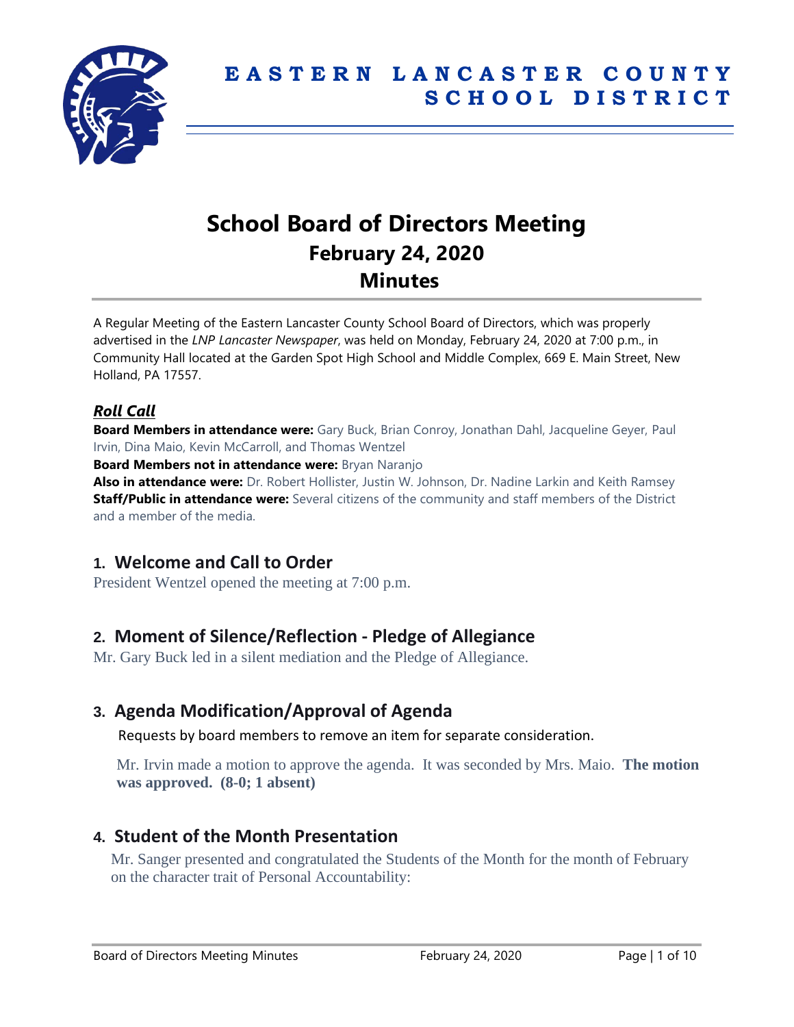# EASTERN LANCASTER COUNTY SCHOOL DISTRICT

# School Board of Directors Meeting
## February 24, 2020
## Minutes

A Regular Meeting of the Eastern Lancaster County School Board of Directors, which was properly advertised in the *LNP Lancaster Newspaper*, was held on Monday, February 24, 2020 at 7:00 p.m., in Community Hall located at the Garden Spot High School and Middle Complex, 669 E. Main Street, New Holland, PA 17557.

### *Roll Call*

**Board Members in attendance were:** Gary Buck, Brian Conroy, Jonathan Dahl, Jacqueline Geyer, Paul Irvin, Dina Maio, Kevin McCarroll, and Thomas Wentzel

**Board Members not in attendance were:** Bryan Naranjo

**Also in attendance were:** Dr. Robert Hollister, Justin W. Johnson, Dr. Nadine Larkin and Keith Ramsey

**Staff/Public in attendance were:** Several citizens of the community and staff members of the District and a member of the media.

## 1. Welcome and Call to Order

President Wentzel opened the meeting at 7:00 p.m.

## 2. Moment of Silence/Reflection - Pledge of Allegiance

Mr. Gary Buck led in a silent mediation and the Pledge of Allegiance.

## 3. Agenda Modification/Approval of Agenda

Requests by board members to remove an item for separate consideration.

Mr. Irvin made a motion to approve the agenda. It was seconded by Mrs. Maio. **The motion was approved. (8-0; 1 absent)**

## 4. Student of the Month Presentation

Mr. Sanger presented and congratulated the Students of the Month for the month of February on the character trait of Personal Accountability: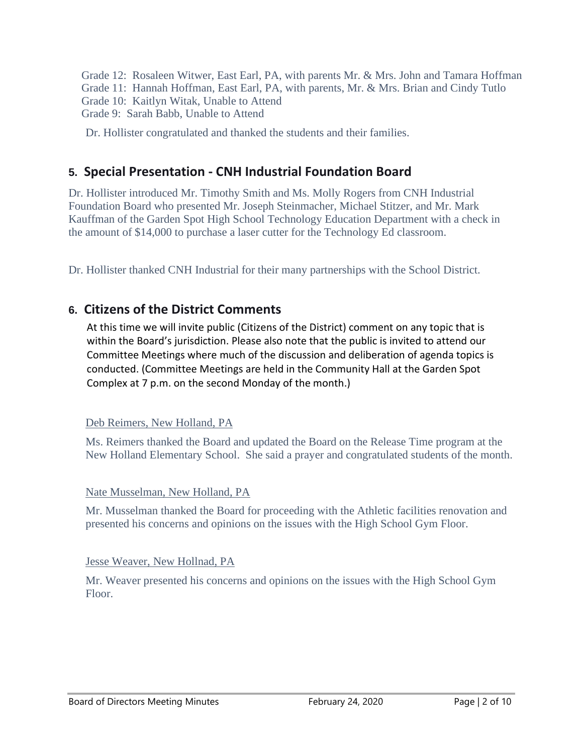Grade 12: Rosaleen Witwer, East Earl, PA, with parents Mr. & Mrs. John and Tamara Hoffman
Grade 11: Hannah Hoffman, East Earl, PA, with parents, Mr. & Mrs. Brian and Cindy Tutlo
Grade 10: Kaitlyn Witak, Unable to Attend
Grade 9: Sarah Babb, Unable to Attend

Dr. Hollister congratulated and thanked the students and their families.

## 5. Special Presentation - CNH Industrial Foundation Board

Dr. Hollister introduced Mr. Timothy Smith and Ms. Molly Rogers from CNH Industrial Foundation Board who presented Mr. Joseph Steinmacher, Michael Stitzer, and Mr. Mark Kauffman of the Garden Spot High School Technology Education Department with a check in the amount of $14,000 to purchase a laser cutter for the Technology Ed classroom.

Dr. Hollister thanked CNH Industrial for their many partnerships with the School District.

## 6. Citizens of the District Comments

At this time we will invite public (Citizens of the District) comment on any topic that is within the Board's jurisdiction. Please also note that the public is invited to attend our Committee Meetings where much of the discussion and deliberation of agenda topics is conducted. (Committee Meetings are held in the Community Hall at the Garden Spot Complex at 7 p.m. on the second Monday of the month.)

Deb Reimers, New Holland, PA

Ms. Reimers thanked the Board and updated the Board on the Release Time program at the New Holland Elementary School. She said a prayer and congratulated students of the month.

Nate Musselman, New Holland, PA

Mr. Musselman thanked the Board for proceeding with the Athletic facilities renovation and presented his concerns and opinions on the issues with the High School Gym Floor.

Jesse Weaver, New Hollnad, PA

Mr. Weaver presented his concerns and opinions on the issues with the High School Gym Floor.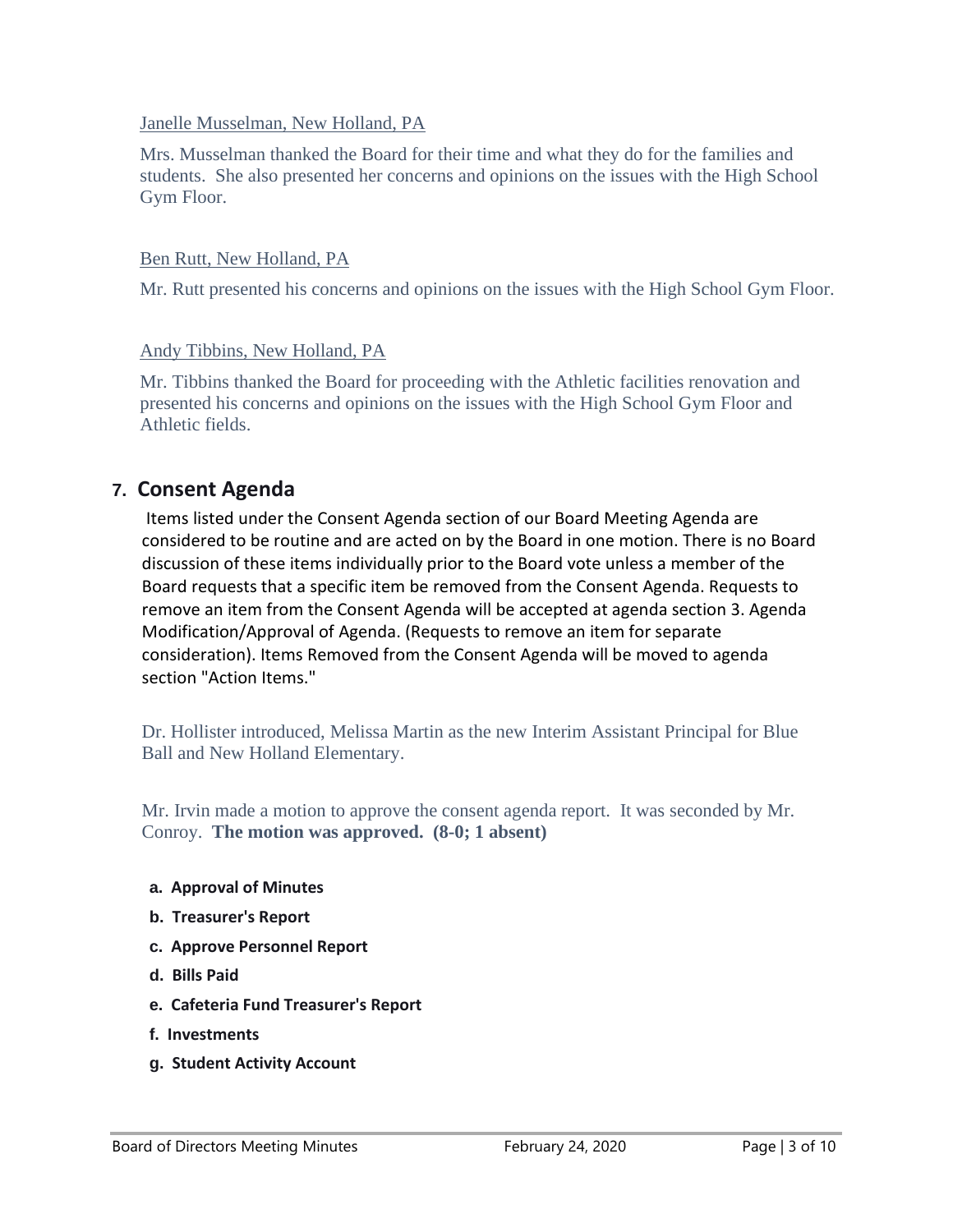Janelle Musselman, New Holland, PA

Mrs. Musselman thanked the Board for their time and what they do for the families and students. She also presented her concerns and opinions on the issues with the High School Gym Floor.

Ben Rutt, New Holland, PA

Mr. Rutt presented his concerns and opinions on the issues with the High School Gym Floor.

Andy Tibbins, New Holland, PA

Mr. Tibbins thanked the Board for proceeding with the Athletic facilities renovation and presented his concerns and opinions on the issues with the High School Gym Floor and Athletic fields.

## 7. Consent Agenda

Items listed under the Consent Agenda section of our Board Meeting Agenda are considered to be routine and are acted on by the Board in one motion. There is no Board discussion of these items individually prior to the Board vote unless a member of the Board requests that a specific item be removed from the Consent Agenda. Requests to remove an item from the Consent Agenda will be accepted at agenda section 3. Agenda Modification/Approval of Agenda. (Requests to remove an item for separate consideration). Items Removed from the Consent Agenda will be moved to agenda section "Action Items."

Dr. Hollister introduced, Melissa Martin as the new Interim Assistant Principal for Blue Ball and New Holland Elementary.

Mr. Irvin made a motion to approve the consent agenda report. It was seconded by Mr. Conroy. **The motion was approved. (8-0; 1 absent)**

- **a. Approval of Minutes**
- **b. Treasurer's Report**
- **c. Approve Personnel Report**
- **d. Bills Paid**
- **e. Cafeteria Fund Treasurer's Report**
- **f. Investments**
- **g. Student Activity Account**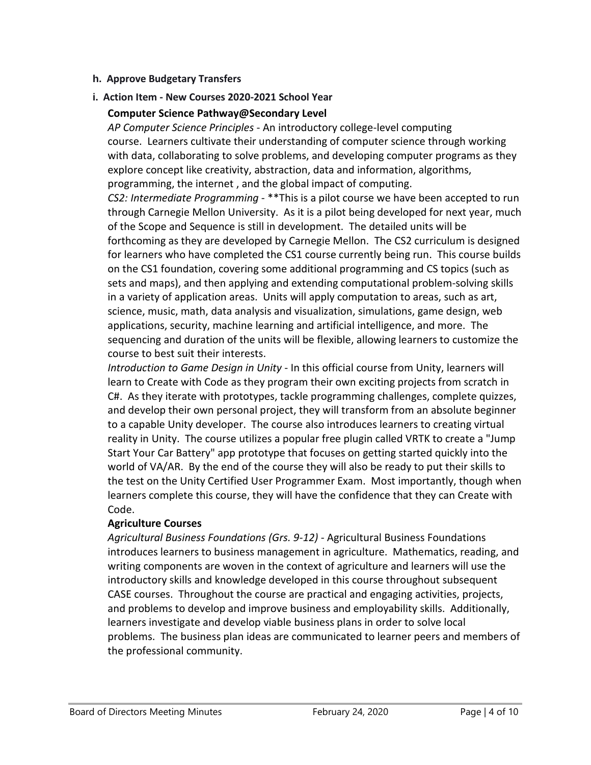**h. Approve Budgetary Transfers**

**i. Action Item - New Courses 2020-2021 School Year**

**Computer Science Pathway@Secondary Level**

*AP Computer Science Principles* - An introductory college-level computing course. Learners cultivate their understanding of computer science through working with data, collaborating to solve problems, and developing computer programs as they explore concept like creativity, abstraction, data and information, algorithms, programming, the internet , and the global impact of computing.

*CS2: Intermediate Programming* - **This is a pilot course we have been accepted to run through Carnegie Mellon University. As it is a pilot being developed for next year, much of the Scope and Sequence is still in development. The detailed units will be forthcoming as they are developed by Carnegie Mellon. The CS2 curriculum is designed for learners who have completed the CS1 course currently being run. This course builds on the CS1 foundation, covering some additional programming and CS topics (such as sets and maps), and then applying and extending computational problem-solving skills in a variety of application areas. Units will apply computation to areas, such as art, science, music, math, data analysis and visualization, simulations, game design, web applications, security, machine learning and artificial intelligence, and more. The sequencing and duration of the units will be flexible, allowing learners to customize the course to best suit their interests.

*Introduction to Game Design in Unity* - In this official course from Unity, learners will learn to Create with Code as they program their own exciting projects from scratch in C#. As they iterate with prototypes, tackle programming challenges, complete quizzes, and develop their own personal project, they will transform from an absolute beginner to a capable Unity developer. The course also introduces learners to creating virtual reality in Unity. The course utilizes a popular free plugin called VRTK to create a "Jump Start Your Car Battery" app prototype that focuses on getting started quickly into the world of VA/AR. By the end of the course they will also be ready to put their skills to the test on the Unity Certified User Programmer Exam. Most importantly, though when learners complete this course, they will have the confidence that they can Create with Code.

**Agriculture Courses**

*Agricultural Business Foundations (Grs. 9-12)* - Agricultural Business Foundations introduces learners to business management in agriculture. Mathematics, reading, and writing components are woven in the context of agriculture and learners will use the introductory skills and knowledge developed in this course throughout subsequent CASE courses. Throughout the course are practical and engaging activities, projects, and problems to develop and improve business and employability skills. Additionally, learners investigate and develop viable business plans in order to solve local problems. The business plan ideas are communicated to learner peers and members of the professional community.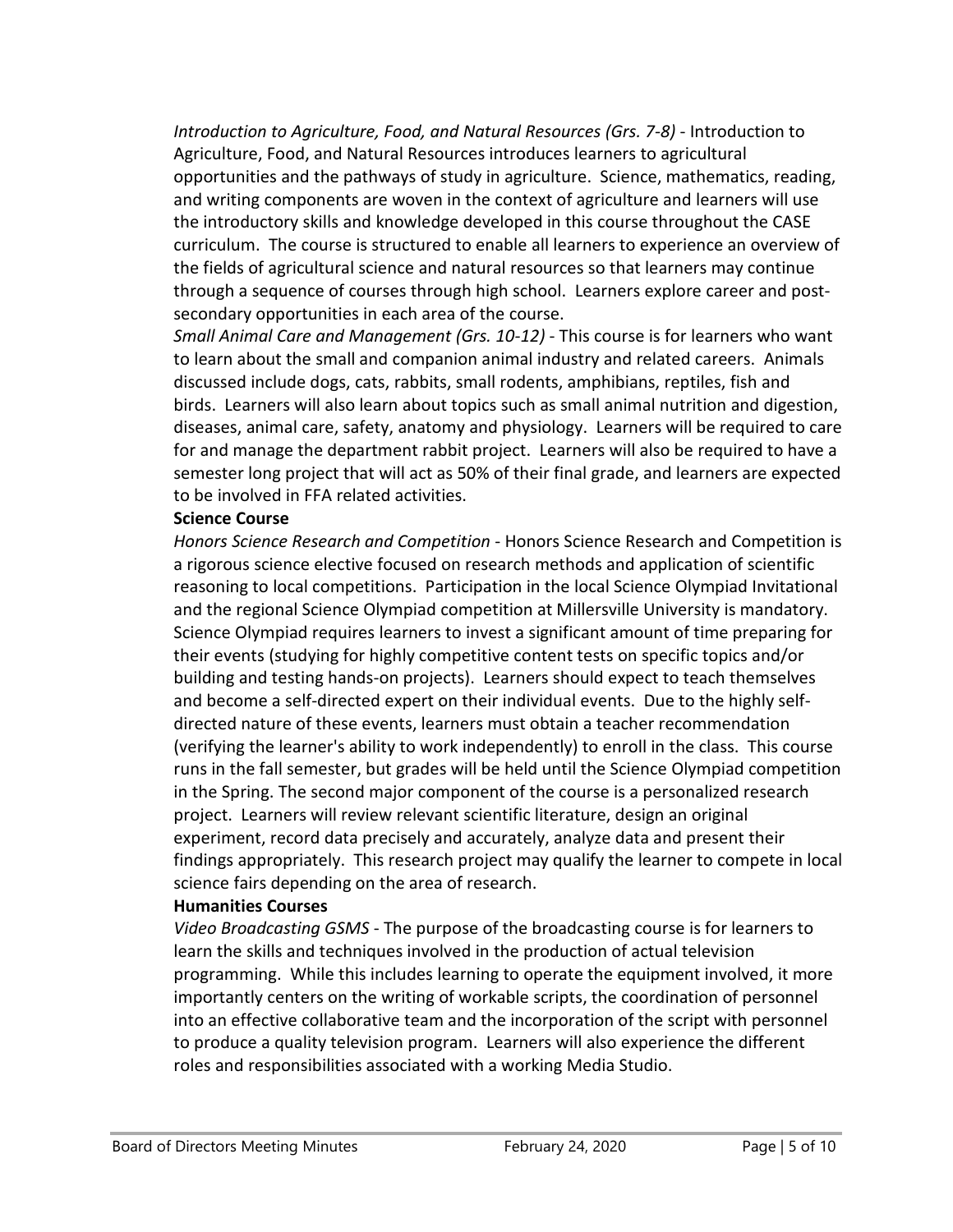*Introduction to Agriculture, Food, and Natural Resources (Grs. 7-8)* - Introduction to Agriculture, Food, and Natural Resources introduces learners to agricultural opportunities and the pathways of study in agriculture. Science, mathematics, reading, and writing components are woven in the context of agriculture and learners will use the introductory skills and knowledge developed in this course throughout the CASE curriculum. The course is structured to enable all learners to experience an overview of the fields of agricultural science and natural resources so that learners may continue through a sequence of courses through high school. Learners explore career and post-secondary opportunities in each area of the course.

*Small Animal Care and Management (Grs. 10-12)* - This course is for learners who want to learn about the small and companion animal industry and related careers. Animals discussed include dogs, cats, rabbits, small rodents, amphibians, reptiles, fish and birds. Learners will also learn about topics such as small animal nutrition and digestion, diseases, animal care, safety, anatomy and physiology. Learners will be required to care for and manage the department rabbit project. Learners will also be required to have a semester long project that will act as 50% of their final grade, and learners are expected to be involved in FFA related activities.

**Science Course**

*Honors Science Research and Competition* - Honors Science Research and Competition is a rigorous science elective focused on research methods and application of scientific reasoning to local competitions. Participation in the local Science Olympiad Invitational and the regional Science Olympiad competition at Millersville University is mandatory. Science Olympiad requires learners to invest a significant amount of time preparing for their events (studying for highly competitive content tests on specific topics and/or building and testing hands-on projects). Learners should expect to teach themselves and become a self-directed expert on their individual events. Due to the highly self-directed nature of these events, learners must obtain a teacher recommendation (verifying the learner's ability to work independently) to enroll in the class. This course runs in the fall semester, but grades will be held until the Science Olympiad competition in the Spring. The second major component of the course is a personalized research project. Learners will review relevant scientific literature, design an original experiment, record data precisely and accurately, analyze data and present their findings appropriately. This research project may qualify the learner to compete in local science fairs depending on the area of research.

**Humanities Courses**

*Video Broadcasting GSMS* - The purpose of the broadcasting course is for learners to learn the skills and techniques involved in the production of actual television programming. While this includes learning to operate the equipment involved, it more importantly centers on the writing of workable scripts, the coordination of personnel into an effective collaborative team and the incorporation of the script with personnel to produce a quality television program. Learners will also experience the different roles and responsibilities associated with a working Media Studio.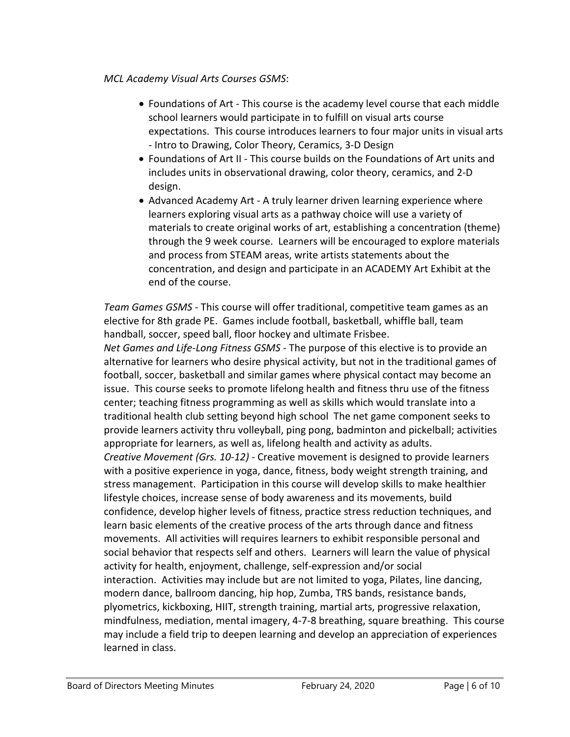*MCL Academy Visual Arts Courses GSMS*:

- Foundations of Art - This course is the academy level course that each middle school learners would participate in to fulfill on visual arts course expectations. This course introduces learners to four major units in visual arts - Intro to Drawing, Color Theory, Ceramics, 3-D Design
- Foundations of Art II - This course builds on the Foundations of Art units and includes units in observational drawing, color theory, ceramics, and 2-D design.
- Advanced Academy Art - A truly learner driven learning experience where learners exploring visual arts as a pathway choice will use a variety of materials to create original works of art, establishing a concentration (theme) through the 9 week course. Learners will be encouraged to explore materials and process from STEAM areas, write artists statements about the concentration, and design and participate in an ACADEMY Art Exhibit at the end of the course.

*Team Games GSMS* - This course will offer traditional, competitive team games as an elective for 8th grade PE. Games include football, basketball, whiffle ball, team handball, soccer, speed ball, floor hockey and ultimate Frisbee.

*Net Games and Life-Long Fitness GSMS* - The purpose of this elective is to provide an alternative for learners who desire physical activity, but not in the traditional games of football, soccer, basketball and similar games where physical contact may become an issue. This course seeks to promote lifelong health and fitness thru use of the fitness center; teaching fitness programming as well as skills which would translate into a traditional health club setting beyond high school The net game component seeks to provide learners activity thru volleyball, ping pong, badminton and pickelball; activities appropriate for learners, as well as, lifelong health and activity as adults.

*Creative Movement (Grs. 10-12)* - Creative movement is designed to provide learners with a positive experience in yoga, dance, fitness, body weight strength training, and stress management. Participation in this course will develop skills to make healthier lifestyle choices, increase sense of body awareness and its movements, build confidence, develop higher levels of fitness, practice stress reduction techniques, and learn basic elements of the creative process of the arts through dance and fitness movements. All activities will requires learners to exhibit responsible personal and social behavior that respects self and others. Learners will learn the value of physical activity for health, enjoyment, challenge, self-expression and/or social interaction. Activities may include but are not limited to yoga, Pilates, line dancing, modern dance, ballroom dancing, hip hop, Zumba, TRS bands, resistance bands, plyometrics, kickboxing, HIIT, strength training, martial arts, progressive relaxation, mindfulness, mediation, mental imagery, 4-7-8 breathing, square breathing. This course may include a field trip to deepen learning and develop an appreciation of experiences learned in class.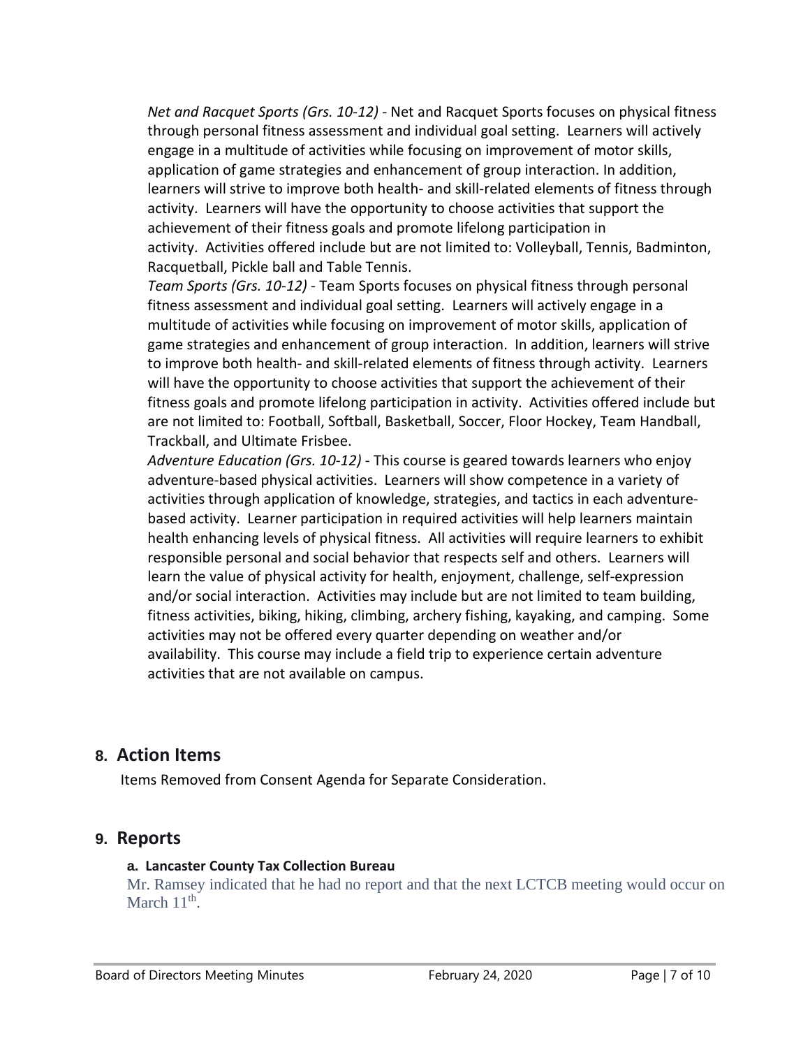*Net and Racquet Sports (Grs. 10-12)* - Net and Racquet Sports focuses on physical fitness through personal fitness assessment and individual goal setting. Learners will actively engage in a multitude of activities while focusing on improvement of motor skills, application of game strategies and enhancement of group interaction. In addition, learners will strive to improve both health- and skill-related elements of fitness through activity. Learners will have the opportunity to choose activities that support the achievement of their fitness goals and promote lifelong participation in activity. Activities offered include but are not limited to: Volleyball, Tennis, Badminton, Racquetball, Pickle ball and Table Tennis.

*Team Sports (Grs. 10-12)* - Team Sports focuses on physical fitness through personal fitness assessment and individual goal setting. Learners will actively engage in a multitude of activities while focusing on improvement of motor skills, application of game strategies and enhancement of group interaction. In addition, learners will strive to improve both health- and skill-related elements of fitness through activity. Learners will have the opportunity to choose activities that support the achievement of their fitness goals and promote lifelong participation in activity. Activities offered include but are not limited to: Football, Softball, Basketball, Soccer, Floor Hockey, Team Handball, Trackball, and Ultimate Frisbee.

*Adventure Education (Grs. 10-12)* - This course is geared towards learners who enjoy adventure-based physical activities. Learners will show competence in a variety of activities through application of knowledge, strategies, and tactics in each adventure-based activity. Learner participation in required activities will help learners maintain health enhancing levels of physical fitness. All activities will require learners to exhibit responsible personal and social behavior that respects self and others. Learners will learn the value of physical activity for health, enjoyment, challenge, self-expression and/or social interaction. Activities may include but are not limited to team building, fitness activities, biking, hiking, climbing, archery fishing, kayaking, and camping. Some activities may not be offered every quarter depending on weather and/or availability. This course may include a field trip to experience certain adventure activities that are not available on campus.

## 8. Action Items

Items Removed from Consent Agenda for Separate Consideration.

## 9. Reports

**a. Lancaster County Tax Collection Bureau**

Mr. Ramsey indicated that he had no report and that the next LCTCB meeting would occur on March 11th.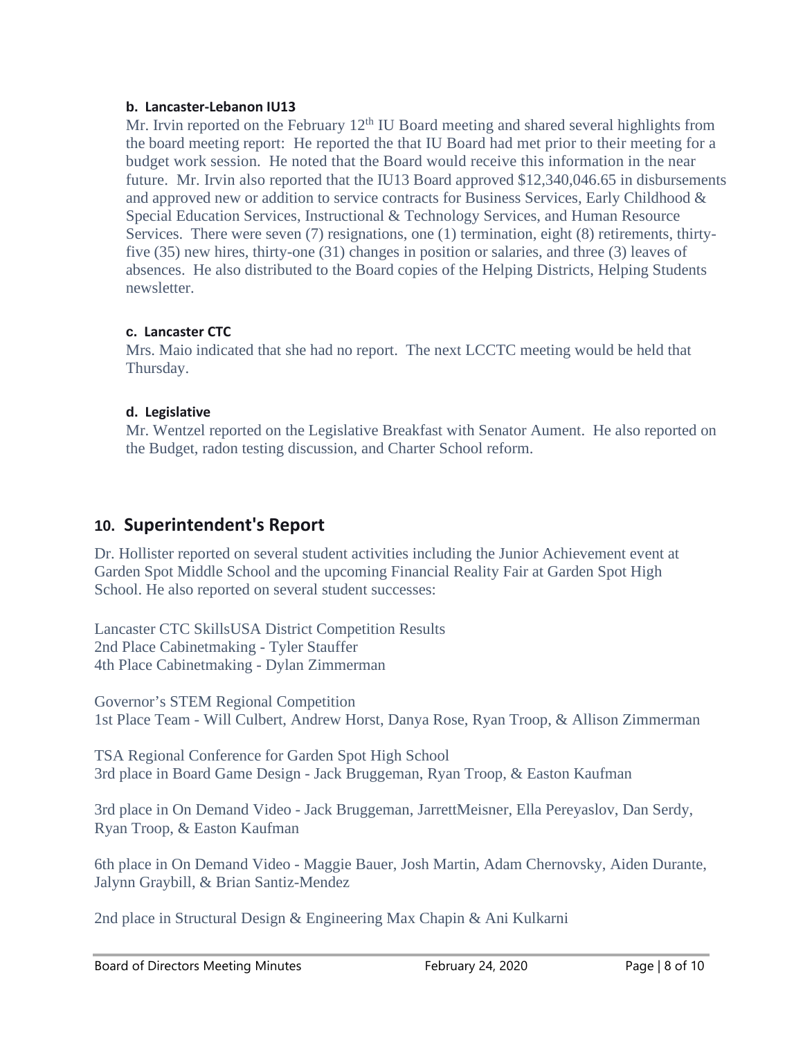**b. Lancaster-Lebanon IU13**

Mr. Irvin reported on the February 12th IU Board meeting and shared several highlights from the board meeting report: He reported the that IU Board had met prior to their meeting for a budget work session. He noted that the Board would receive this information in the near future. Mr. Irvin also reported that the IU13 Board approved $12,340,046.65 in disbursements and approved new or addition to service contracts for Business Services, Early Childhood & Special Education Services, Instructional & Technology Services, and Human Resource Services. There were seven (7) resignations, one (1) termination, eight (8) retirements, thirty-five (35) new hires, thirty-one (31) changes in position or salaries, and three (3) leaves of absences. He also distributed to the Board copies of the Helping Districts, Helping Students newsletter.

**c. Lancaster CTC**

Mrs. Maio indicated that she had no report. The next LCCTC meeting would be held that Thursday.

**d. Legislative**

Mr. Wentzel reported on the Legislative Breakfast with Senator Aument. He also reported on the Budget, radon testing discussion, and Charter School reform.

## 10. Superintendent's Report

Dr. Hollister reported on several student activities including the Junior Achievement event at Garden Spot Middle School and the upcoming Financial Reality Fair at Garden Spot High School. He also reported on several student successes:

Lancaster CTC SkillsUSA District Competition Results
2nd Place Cabinetmaking - Tyler Stauffer
4th Place Cabinetmaking - Dylan Zimmerman

Governor's STEM Regional Competition
1st Place Team - Will Culbert, Andrew Horst, Danya Rose, Ryan Troop, & Allison Zimmerman

TSA Regional Conference for Garden Spot High School
3rd place in Board Game Design - Jack Bruggeman, Ryan Troop, & Easton Kaufman

3rd place in On Demand Video - Jack Bruggeman, JarrettMeisner, Ella Pereyaslov, Dan Serdy, Ryan Troop, & Easton Kaufman

6th place in On Demand Video - Maggie Bauer, Josh Martin, Adam Chernovsky, Aiden Durante, Jalynn Graybill, & Brian Santiz-Mendez

2nd place in Structural Design & Engineering Max Chapin & Ani Kulkarni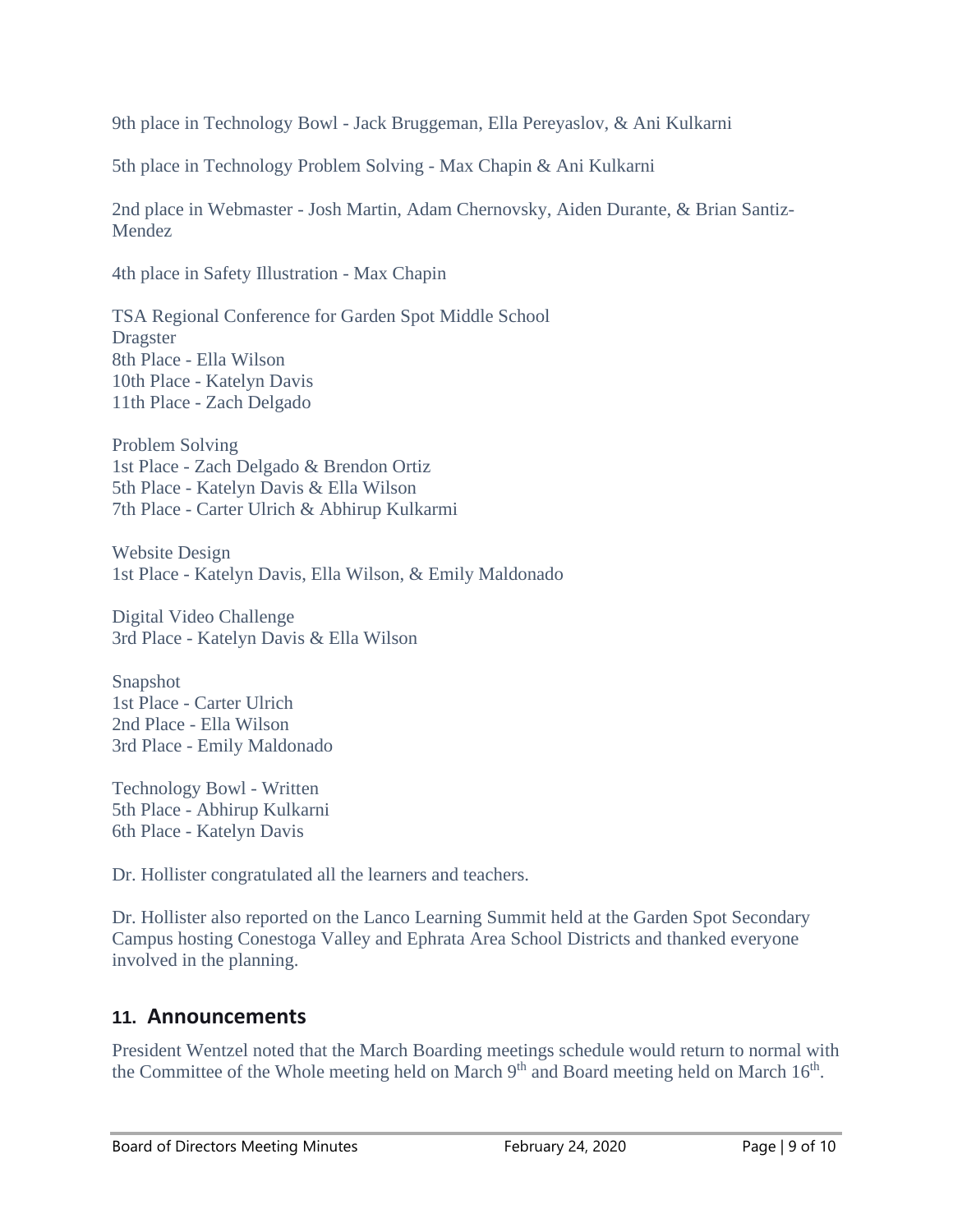9th place in Technology Bowl - Jack Bruggeman, Ella Pereyaslov, & Ani Kulkarni

5th place in Technology Problem Solving - Max Chapin & Ani Kulkarni

2nd place in Webmaster - Josh Martin, Adam Chernovsky, Aiden Durante, & Brian Santiz-Mendez

4th place in Safety Illustration - Max Chapin

TSA Regional Conference for Garden Spot Middle School
Dragster
8th Place - Ella Wilson
10th Place - Katelyn Davis
11th Place - Zach Delgado

Problem Solving
1st Place - Zach Delgado & Brendon Ortiz
5th Place - Katelyn Davis & Ella Wilson
7th Place - Carter Ulrich & Abhirup Kulkarmi

Website Design
1st Place - Katelyn Davis, Ella Wilson, & Emily Maldonado

Digital Video Challenge
3rd Place - Katelyn Davis & Ella Wilson

Snapshot
1st Place - Carter Ulrich
2nd Place - Ella Wilson
3rd Place - Emily Maldonado

Technology Bowl - Written
5th Place - Abhirup Kulkarni
6th Place - Katelyn Davis

Dr. Hollister congratulated all the learners and teachers.

Dr. Hollister also reported on the Lanco Learning Summit held at the Garden Spot Secondary Campus hosting Conestoga Valley and Ephrata Area School Districts and thanked everyone involved in the planning.

## 11. Announcements

President Wentzel noted that the March Boarding meetings schedule would return to normal with the Committee of the Whole meeting held on March 9th and Board meeting held on March 16th.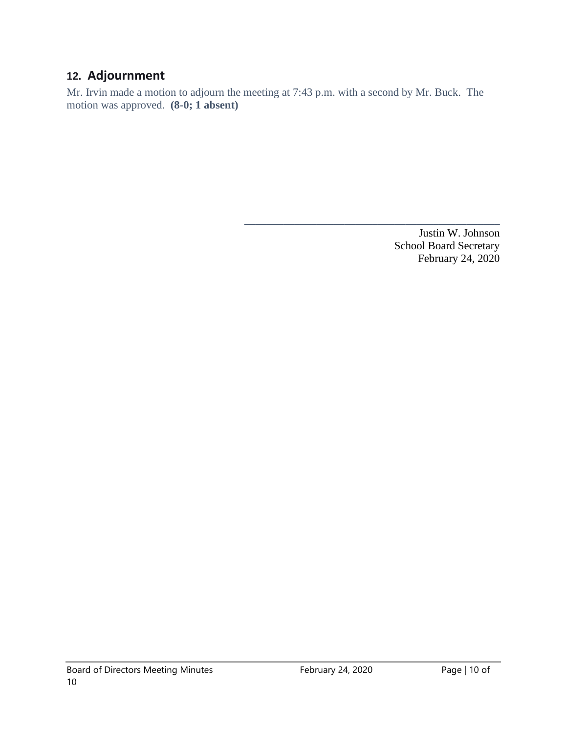## 12. Adjournment

Mr. Irvin made a motion to adjourn the meeting at 7:43 p.m. with a second by Mr. Buck. The motion was approved. **(8-0; 1 absent)**

\_\_\_\_\_\_\_\_\_\_\_\_\_\_\_\_\_\_\_\_\_\_\_\_\_\_\_\_\_\_\_\_\_\_\_\_\_\_\_\_\_\_\_\_

Justin W. Johnson
School Board Secretary
February 24, 2020